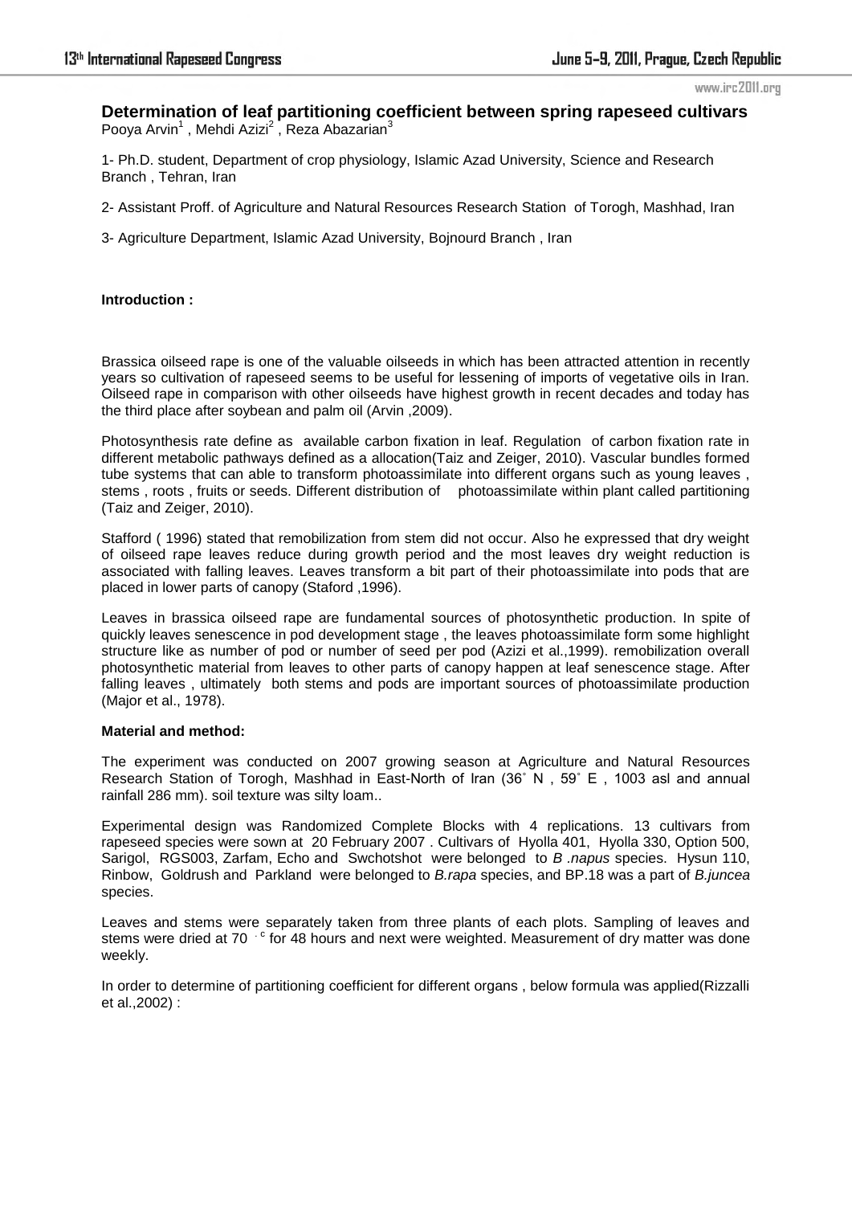# Determination of leaf partitioning coefficient between spring rapeseed cultivars

Pooya Arvin[1] , Mehdi Azizi[2] , Reza Abazarian[3]

1- Ph.D. student, Department of crop physiology, Islamic Azad University, Science and Research Branch , Tehran, Iran

2- Assistant Proff. of Agriculture and Natural Resources Research Station of Torogh, Mashhad, Iran

3- Agriculture Department, Islamic Azad University, Bojnourd Branch , Iran

**Introduction :**

Brassica oilseed rape is one of the valuable oilseeds in which has been attracted attention in recently years so cultivation of rapeseed seems to be useful for lessening of imports of vegetative oils in Iran. Oilseed rape in comparison with other oilseeds have highest growth in recent decades and today has the third place after soybean and palm oil (Arvin ,2009).

Photosynthesis rate define as available carbon fixation in leaf. Regulation of carbon fixation rate in different metabolic pathways defined as a allocation(Taiz and Zeiger, 2010). Vascular bundles formed tube systems that can able to transform photoassimilate into different organs such as young leaves , stems , roots , fruits or seeds. Different distribution of photoassimilate within plant called partitioning (Taiz and Zeiger, 2010).

Stafford ( 1996) stated that remobilization from stem did not occur. Also he expressed that dry weight of oilseed rape leaves reduce during growth period and the most leaves dry weight reduction is associated with falling leaves. Leaves transform a bit part of their photoassimilate into pods that are placed in lower parts of canopy (Staford ,1996).

Leaves in brassica oilseed rape are fundamental sources of photosynthetic production. In spite of quickly leaves senescence in pod development stage , the leaves photoassimilate form some highlight structure like as number of pod or number of seed per pod (Azizi et al.,1999). remobilization overall photosynthetic material from leaves to other parts of canopy happen at leaf senescence stage. After falling leaves , ultimately both stems and pods are important sources of photoassimilate production (Major et al., 1978).

**Material and method:**

The experiment was conducted on 2007 growing season at Agriculture and Natural Resources Research Station of Torogh, Mashhad in East-North of Iran (36˚ N , 59˚ E , 1003 asl and annual rainfall 286 mm). soil texture was silty loam..

Experimental design was Randomized Complete Blocks with 4 replications. 13 cultivars from rapeseed species were sown at 20 February 2007 . Cultivars of Hyolla 401, Hyolla 330, Option 500, Sarigol, RGS003, Zarfam, Echo and Swchotshot were belonged to *B .napus* species. Hysun 110, Rinbow, Goldrush and Parkland were belonged to *B.rapa* species, and BP.18 was a part of *B.juncea* species.

Leaves and stems were separately taken from three plants of each plots. Sampling of leaves and stems were dried at 70 $^{\circ c}$ for 48 hours and next were weighted. Measurement of dry matter was done weekly.

In order to determine of partitioning coefficient for different organs , below formula was applied(Rizzalli et al.,2002) :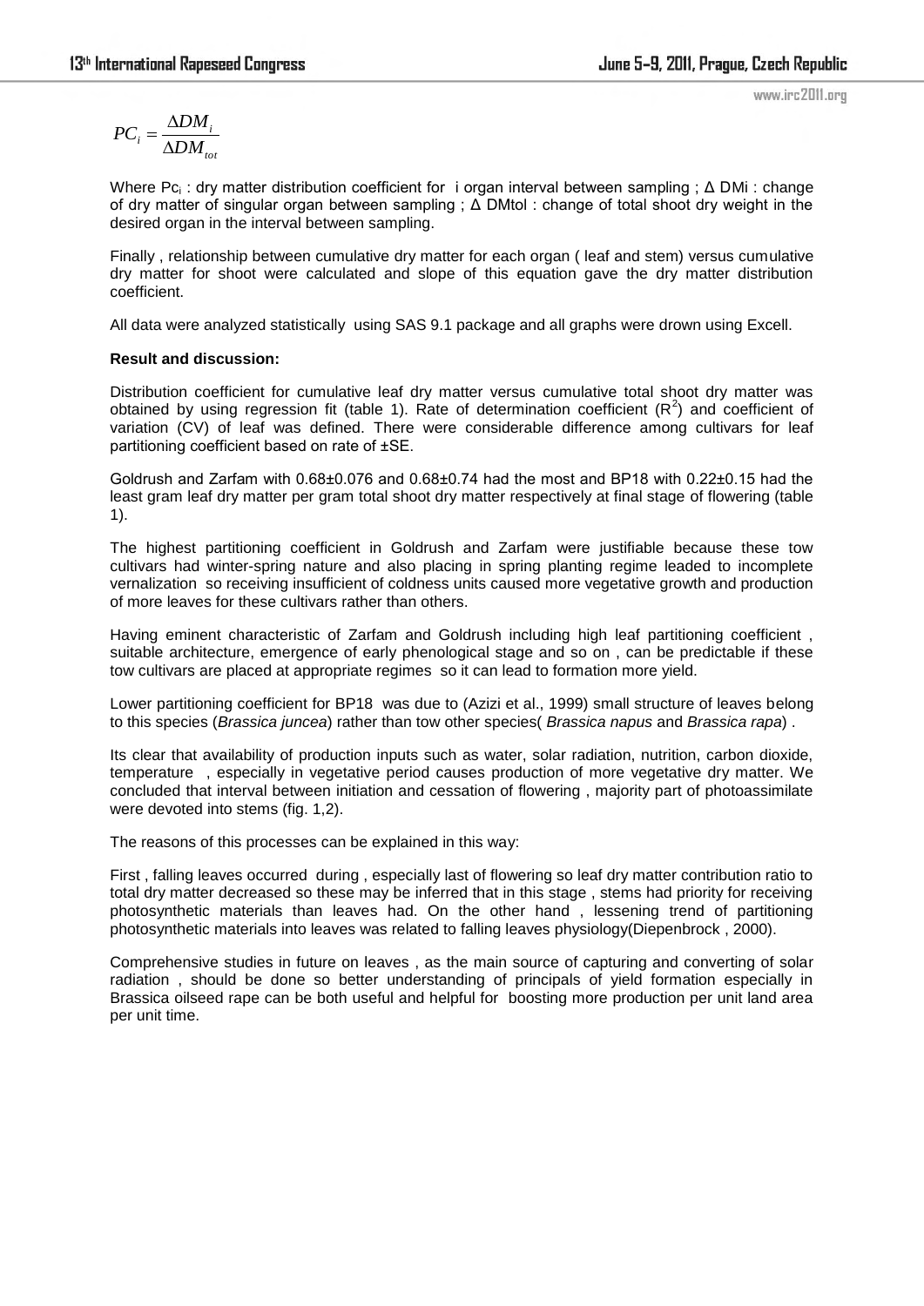$$PC_i = \frac{\Delta DM_i}{\Delta DM_{tot}}$$

Where $Pc_i$ : dry matter distribution coefficient for i organ interval between sampling ; Δ DMi : change of dry matter of singular organ between sampling ; Δ DMtol : change of total shoot dry weight in the desired organ in the interval between sampling.

Finally , relationship between cumulative dry matter for each organ ( leaf and stem) versus cumulative dry matter for shoot were calculated and slope of this equation gave the dry matter distribution coefficient.

All data were analyzed statistically using SAS 9.1 package and all graphs were drown using Excell.

**Result and discussion:**

Distribution coefficient for cumulative leaf dry matter versus cumulative total shoot dry matter was obtained by using regression fit (table 1). Rate of determination coefficient ($R^2$) and coefficient of variation (CV) of leaf was defined. There were considerable difference among cultivars for leaf partitioning coefficient based on rate of ±SE.

Goldrush and Zarfam with 0.68±0.076 and 0.68±0.74 had the most and BP18 with 0.22±0.15 had the least gram leaf dry matter per gram total shoot dry matter respectively at final stage of flowering (table 1).

The highest partitioning coefficient in Goldrush and Zarfam were justifiable because these tow cultivars had winter-spring nature and also placing in spring planting regime leaded to incomplete vernalization so receiving insufficient of coldness units caused more vegetative growth and production of more leaves for these cultivars rather than others.

Having eminent characteristic of Zarfam and Goldrush including high leaf partitioning coefficient , suitable architecture, emergence of early phenological stage and so on , can be predictable if these tow cultivars are placed at appropriate regimes so it can lead to formation more yield.

Lower partitioning coefficient for BP18 was due to (Azizi et al., 1999) small structure of leaves belong to this species (*Brassica juncea*) rather than tow other species( *Brassica napus* and *Brassica rapa*) .

Its clear that availability of production inputs such as water, solar radiation, nutrition, carbon dioxide, temperature , especially in vegetative period causes production of more vegetative dry matter. We concluded that interval between initiation and cessation of flowering , majority part of photoassimilate were devoted into stems (fig. 1,2).

The reasons of this processes can be explained in this way:

First , falling leaves occurred during , especially last of flowering so leaf dry matter contribution ratio to total dry matter decreased so these may be inferred that in this stage , stems had priority for receiving photosynthetic materials than leaves had. On the other hand , lessening trend of partitioning photosynthetic materials into leaves was related to falling leaves physiology(Diepenbrock , 2000).

Comprehensive studies in future on leaves , as the main source of capturing and converting of solar radiation , should be done so better understanding of principals of yield formation especially in Brassica oilseed rape can be both useful and helpful for boosting more production per unit land area per unit time.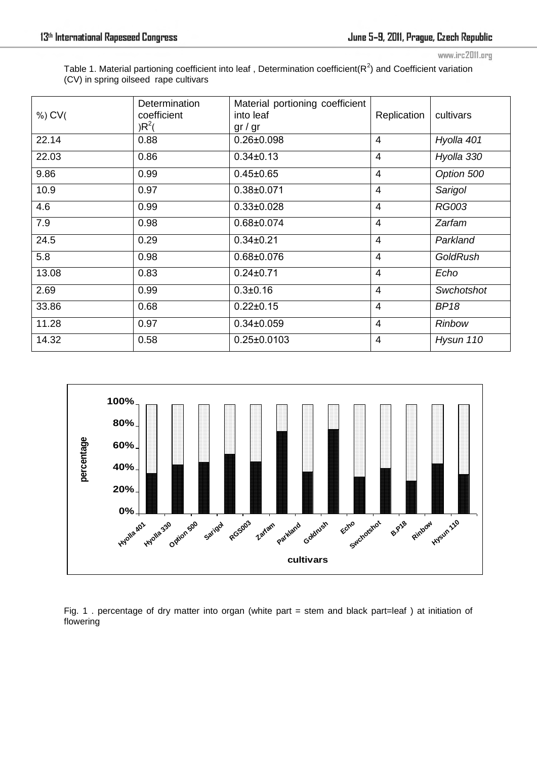Table 1. Material partioning coefficient into leaf , Determination coefficient($R^2$) and Coefficient variation (CV) in spring oilseed rape cultivars

| %) CV( | Determination coefficient )$R^2$( | Material portioning coefficient into leaf gr / gr | Replication | cultivars |
|---|---|---|---|---|
| 22.14 | 0.88 | 0.26±0.098 | 4 | *Hyolla 401* |
| 22.03 | 0.86 | 0.34±0.13 | 4 | *Hyolla 330* |
| 9.86 | 0.99 | 0.45±0.65 | 4 | *Option 500* |
| 10.9 | 0.97 | 0.38±0.071 | 4 | *Sarigol* |
| 4.6 | 0.99 | 0.33±0.028 | 4 | *RG003* |
| 7.9 | 0.98 | 0.68±0.074 | 4 | *Zarfam* |
| 24.5 | 0.29 | 0.34±0.21 | 4 | *Parkland* |
| 5.8 | 0.98 | 0.68±0.076 | 4 | *GoldRush* |
| 13.08 | 0.83 | 0.24±0.71 | 4 | *Echo* |
| 2.69 | 0.99 | 0.3±0.16 | 4 | *Swchotshot* |
| 33.86 | 0.68 | 0.22±0.15 | 4 | *BP18* |
| 11.28 | 0.97 | 0.34±0.059 | 4 | *Rinbow* |
| 14.32 | 0.58 | 0.25±0.0103 | 4 | *Hysun 110* |

Fig. 1 . percentage of dry matter into organ (white part = stem and black part=leaf ) at initiation of flowering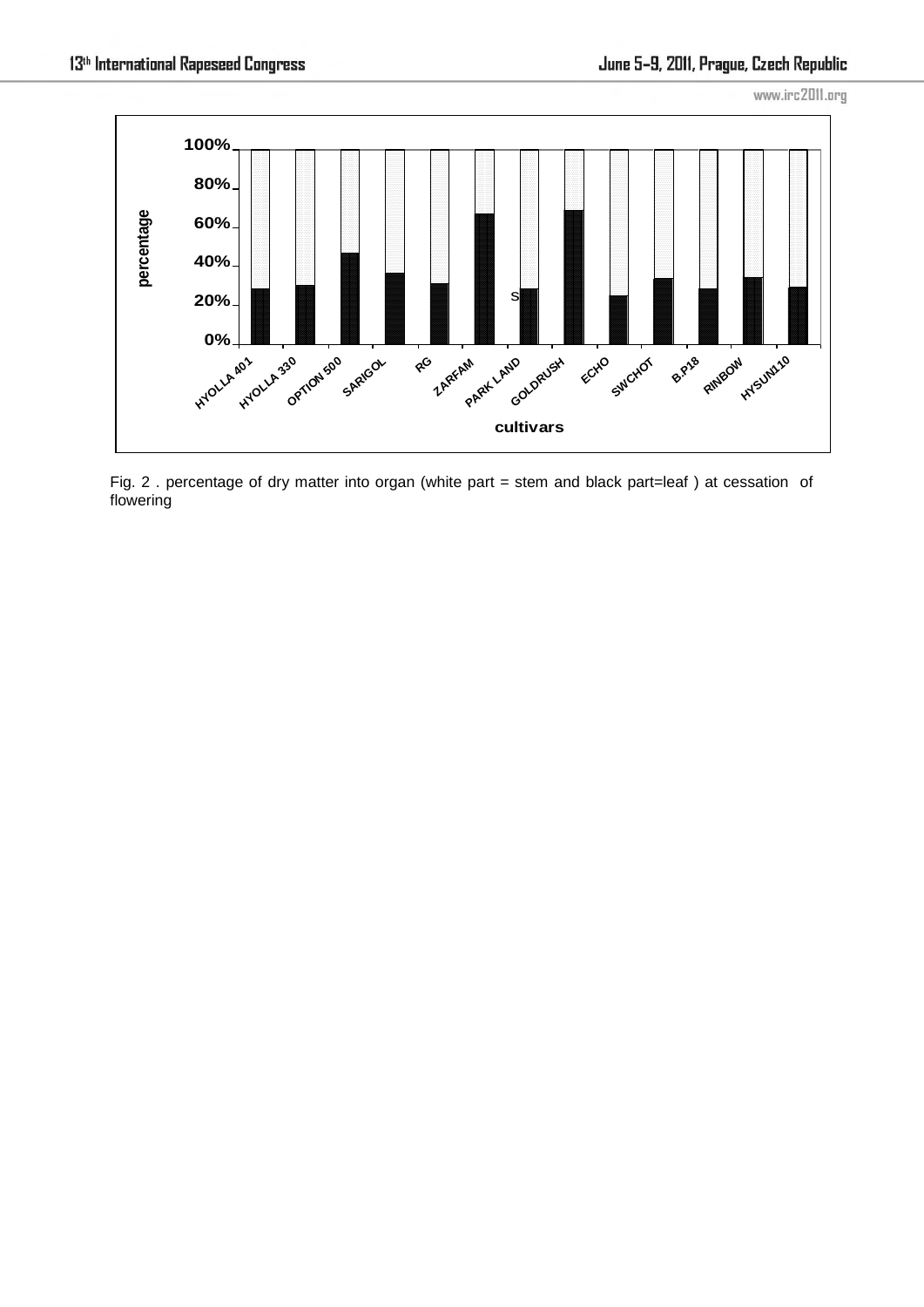100%
80%
60%
40%
20%
0%

percentage

S

HYOLLA 401
HYOLLA 330
OPTION 500
SARIGOL
RG
ZARFAM
PARK LAND
GOLDRUSH
ECHO
SWCHOT
B.P18
RINBOW
HYSUN110

cultivars

Fig. 2 . percentage of dry matter into organ (white part = stem and black part=leaf ) at cessation of flowering